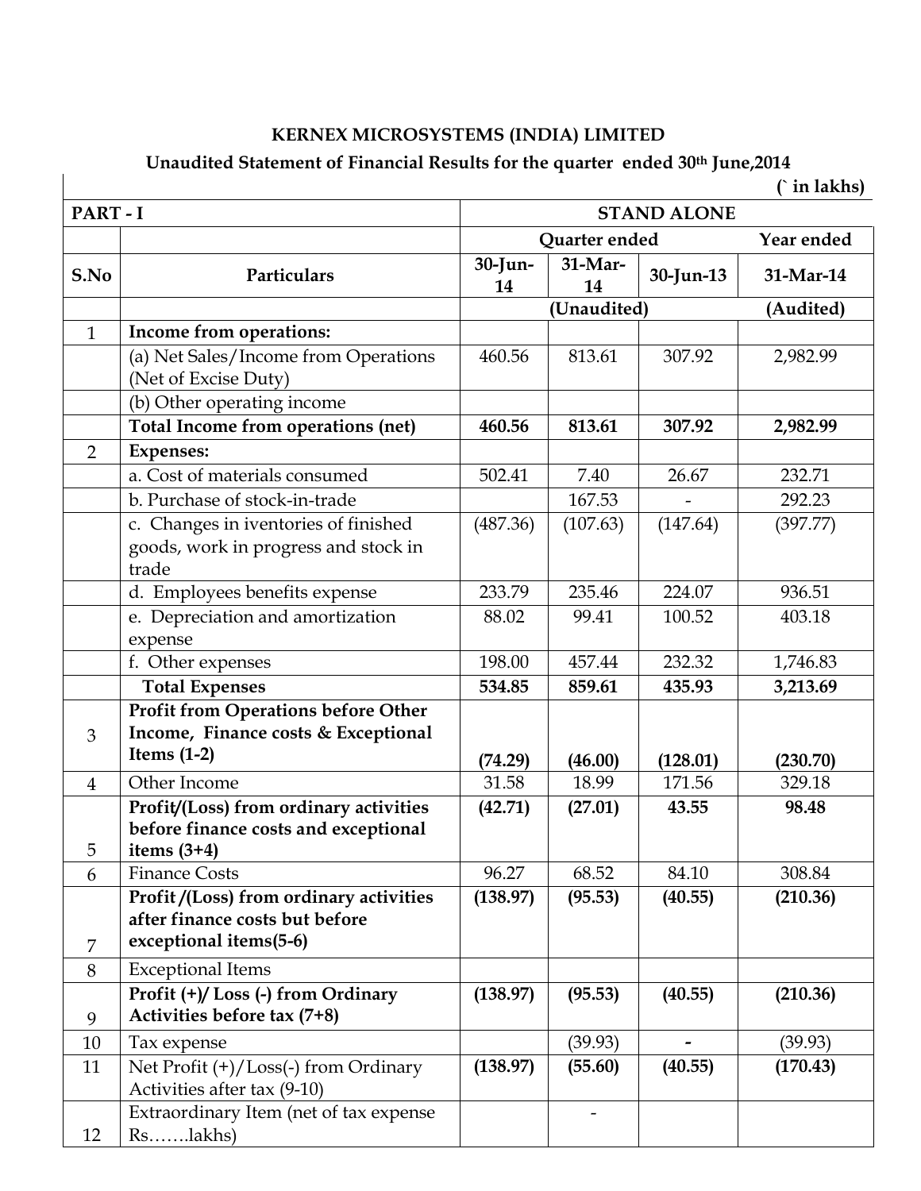# KERNEX MICROSYSTEMS (INDIA) LIMITED

## Unaudited Statement of Financial Results for the quarter ended 30th June,2014

(` in lakhs)

| PART - I | | STAND ALONE | | | |
|---|---|---|---|---|---|
| | | Quarter ended | | | Year ended |
| S.No | Particulars | 30-Jun-14 | 31-Mar-14 | 30-Jun-13 | 31-Mar-14 |
| | | (Unaudited) | | | (Audited) |
| 1 | **Income from operations:** | | | | |
| | (a) Net Sales/Income from Operations (Net of Excise Duty) | 460.56 | 813.61 | 307.92 | 2,982.99 |
| | (b) Other operating income | | | | |
| | **Total Income from operations (net)** | **460.56** | **813.61** | **307.92** | **2,982.99** |
| 2 | **Expenses:** | | | | |
| | a. Cost of materials consumed | 502.41 | 7.40 | 26.67 | 232.71 |
| | b. Purchase of stock-in-trade | | 167.53 | - | 292.23 |
| | c. Changes in iventories of finished goods, work in progress and stock in trade | (487.36) | (107.63) | (147.64) | (397.77) |
| | d. Employees benefits expense | 233.79 | 235.46 | 224.07 | 936.51 |
| | e. Depreciation and amortization expense | 88.02 | 99.41 | 100.52 | 403.18 |
| | f. Other expenses | 198.00 | 457.44 | 232.32 | 1,746.83 |
| | **Total Expenses** | **534.85** | **859.61** | **435.93** | **3,213.69** |
| 3 | **Profit from Operations before Other Income, Finance costs & Exceptional Items (1-2)** | **(74.29)** | **(46.00)** | **(128.01)** | **(230.70)** |
| 4 | Other Income | 31.58 | 18.99 | 171.56 | 329.18 |
| 5 | **Profit/(Loss) from ordinary activities before finance costs and exceptional items (3+4)** | **(42.71)** | **(27.01)** | **43.55** | **98.48** |
| 6 | Finance Costs | 96.27 | 68.52 | 84.10 | 308.84 |
| 7 | **Profit /(Loss) from ordinary activities after finance costs but before exceptional items(5-6)** | **(138.97)** | **(95.53)** | **(40.55)** | **(210.36)** |
| 8 | Exceptional Items | | | | |
| 9 | **Profit (+)/ Loss (-) from Ordinary Activities before tax (7+8)** | **(138.97)** | **(95.53)** | **(40.55)** | **(210.36)** |
| 10 | Tax expense | | (39.93) | **-** | (39.93) |
| 11 | Net Profit (+)/Loss(-) from Ordinary Activities after tax (9-10) | **(138.97)** | **(55.60)** | **(40.55)** | **(170.43)** |
| 12 | Extraordinary Item (net of tax expense Rs…….lakhs) | | - | | |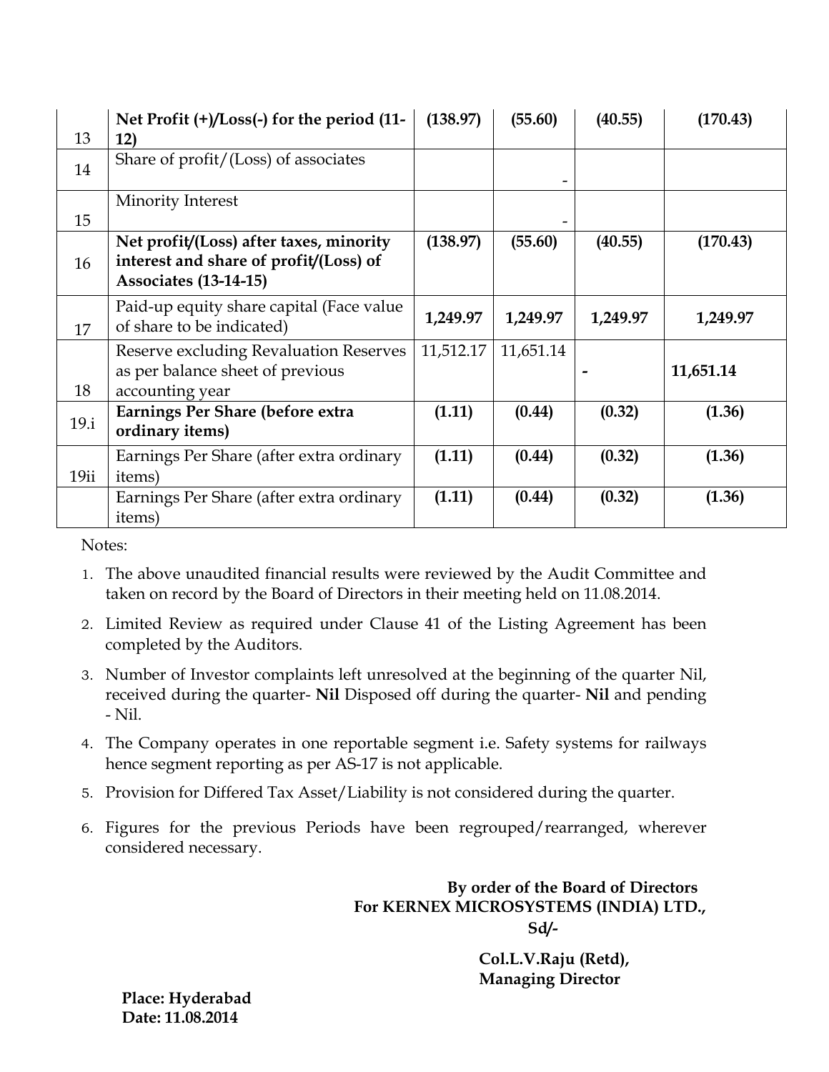| | | | | | |
|---|---|---|---|---|---|
| 13 | **Net Profit (+)/Loss(-) for the period (11-12)** | **(138.97)** | **(55.60)** | **(40.55)** | **(170.43)** |
| 14 | Share of profit/(Loss) of associates | | - | | |
| 15 | Minority Interest | | - | | |
| 16 | **Net profit/(Loss) after taxes, minority interest and share of profit/(Loss) of Associates (13-14-15)** | **(138.97)** | **(55.60)** | **(40.55)** | **(170.43)** |
| 17 | Paid-up equity share capital (Face value of share to be indicated) | **1,249.97** | **1,249.97** | **1,249.97** | **1,249.97** |
| 18 | Reserve excluding Revaluation Reserves as per balance sheet of previous accounting year | 11,512.17 | 11,651.14 | **-** | **11,651.14** |
| 19.i | **Earnings Per Share (before extra ordinary items)** | **(1.11)** | **(0.44)** | **(0.32)** | **(1.36)** |
| 19ii | Earnings Per Share (after extra ordinary items) | **(1.11)** | **(0.44)** | **(0.32)** | **(1.36)** |
| | Earnings Per Share (after extra ordinary items) | **(1.11)** | **(0.44)** | **(0.32)** | **(1.36)** |

Notes:

1. The above unaudited financial results were reviewed by the Audit Committee and taken on record by the Board of Directors in their meeting held on 11.08.2014.
2. Limited Review as required under Clause 41 of the Listing Agreement has been completed by the Auditors.
3. Number of Investor complaints left unresolved at the beginning of the quarter Nil, received during the quarter- **Nil** Disposed off during the quarter- **Nil** and pending - Nil.
4. The Company operates in one reportable segment i.e. Safety systems for railways hence segment reporting as per AS-17 is not applicable.
5. Provision for Differed Tax Asset/Liability is not considered during the quarter.
6. Figures for the previous Periods have been regrouped/rearranged, wherever considered necessary.

**By order of the Board of Directors**
**For KERNEX MICROSYSTEMS (INDIA) LTD.,**
**Sd/-**

**Col.L.V.Raju (Retd),**
**Managing Director**

**Place: Hyderabad**
**Date: 11.08.2014**